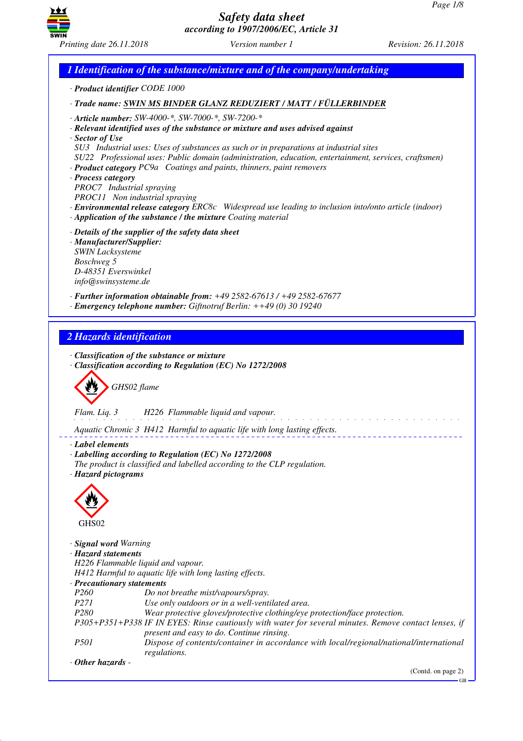# Safety data sheet
*according to 1907/2006/EC, Article 31*

*Printing date 26.11.2018* *Version number 1* *Revision: 26.11.2018*

## 1 Identification of the substance/mixture and of the company/undertaking

· **Product identifier** CODE 1000

· **Trade name:** **SWIN MS BINDER GLANZ REDUZIERT / MATT / FÜLLERBINDER**

· **Article number:** SW-4000-*, SW-7000-*, SW-7200-*
· **Relevant identified uses of the substance or mixture and uses advised against**
· **Sector of Use**
SU3 Industrial uses: Uses of substances as such or in preparations at industrial sites
SU22 Professional uses: Public domain (administration, education, entertainment, services, craftsmen)
· **Product category** PC9a Coatings and paints, thinners, paint removers
· **Process category**
PROC7 Industrial spraying
PROC11 Non industrial spraying
· **Environmental release category** ERC8c Widespread use leading to inclusion into/onto article (indoor)
· **Application of the substance / the mixture** Coating material

· **Details of the supplier of the safety data sheet**
· **Manufacturer/Supplier:**
SWIN Lacksysteme
Boschweg 5
D-48351 Everswinkel
info@swinsysteme.de

· **Further information obtainable from:** +49 2582-67613 / +49 2582-67677
· **Emergency telephone number:** Giftnotruf Berlin: ++49 (0) 30 19240

## 2 Hazards identification

· **Classification of the substance or mixture**
· **Classification according to Regulation (EC) No 1272/2008**

GHS02 flame

Flam. Liq. 3 H226 Flammable liquid and vapour.

Aquatic Chronic 3 H412 Harmful to aquatic life with long lasting effects.

· **Label elements**
· **Labelling according to Regulation (EC) No 1272/2008**
The product is classified and labelled according to the CLP regulation.
· **Hazard pictograms**

GHS02

· **Signal word** Warning
· **Hazard statements**
H226 Flammable liquid and vapour.
H412 Harmful to aquatic life with long lasting effects.
· **Precautionary statements**

| | |
|---|---|
| P260 | Do not breathe mist/vapours/spray. |
| P271 | Use only outdoors or in a well-ventilated area. |
| P280 | Wear protective gloves/protective clothing/eye protection/face protection. |
| P305+P351+P338 | IF IN EYES: Rinse cautiously with water for several minutes. Remove contact lenses, if present and easy to do. Continue rinsing. |
| P501 | Dispose of contents/container in accordance with local/regional/national/international regulations. |

· **Other hazards** -

(Contd. on page 2)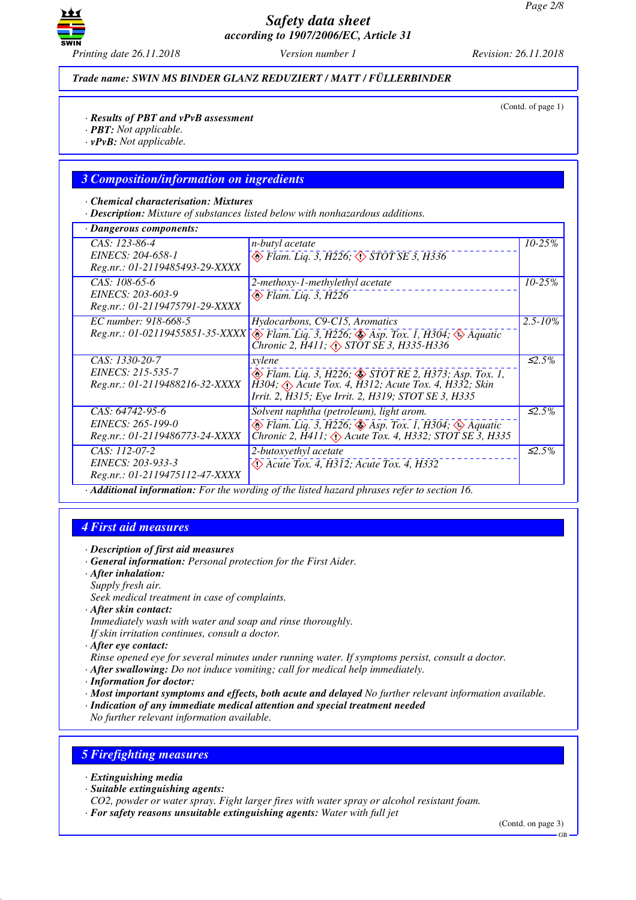**Trade name: SWIN MS BINDER GLANZ REDUZIERT / MATT / FÜLLERBINDER**

(Contd. of page 1)

· **Results of PBT and vPvB assessment**
· **PBT:** Not applicable.
· **vPvB:** Not applicable.

## 3 Composition/information on ingredients

· **Chemical characterisation: Mixtures**
· **Description:** Mixture of substances listed below with nonhazardous additions.

· **Dangerous components:**

| | | |
|---|---|---|
| CAS: 123-86-4<br>EINECS: 204-658-1<br>Reg.nr.: 01-2119485493-29-XXXX | n-butyl acetate<br>Flam. Liq. 3, H226; STOT SE 3, H336 | 10-25% |
| CAS: 108-65-6<br>EINECS: 203-603-9<br>Reg.nr.: 01-2119475791-29-XXXX | 2-methoxy-1-methylethyl acetate<br>Flam. Liq. 3, H226 | 10-25% |
| EC number: 918-668-5<br>Reg.nr.: 01-02119455851-35-XXXX | Hydocarbons, C9-C15, Aromatics<br>Flam. Liq. 3, H226; Asp. Tox. 1, H304; Aquatic Chronic 2, H411; STOT SE 3, H335-H336 | 2.5-10% |
| CAS: 1330-20-7<br>EINECS: 215-535-7<br>Reg.nr.: 01-2119488216-32-XXXX | xylene<br>Flam. Liq. 3, H226; STOT RE 2, H373; Asp. Tox. 1, H304; Acute Tox. 4, H312; Acute Tox. 4, H332; Skin Irrit. 2, H315; Eye Irrit. 2, H319; STOT SE 3, H335 | ≤2.5% |
| CAS: 64742-95-6<br>EINECS: 265-199-0<br>Reg.nr.: 01-2119486773-24-XXXX | Solvent naphtha (petroleum), light arom.<br>Flam. Liq. 3, H226; Asp. Tox. 1, H304; Aquatic Chronic 2, H411; Acute Tox. 4, H332; STOT SE 3, H335 | ≤2.5% |
| CAS: 112-07-2<br>EINECS: 203-933-3<br>Reg.nr.: 01-2119475112-47-XXXX | 2-butoxyethyl acetate<br>Acute Tox. 4, H312; Acute Tox. 4, H332 | ≤2.5% |

· **Additional information:** For the wording of the listed hazard phrases refer to section 16.

## 4 First aid measures

· **Description of first aid measures**
· **General information:** Personal protection for the First Aider.
· **After inhalation:**
Supply fresh air.
Seek medical treatment in case of complaints.
· **After skin contact:**
Immediately wash with water and soap and rinse thoroughly.
If skin irritation continues, consult a doctor.
· **After eye contact:**
Rinse opened eye for several minutes under running water. If symptoms persist, consult a doctor.
· **After swallowing:** Do not induce vomiting; call for medical help immediately.
· **Information for doctor:**
· **Most important symptoms and effects, both acute and delayed** No further relevant information available.
· **Indication of any immediate medical attention and special treatment needed**
No further relevant information available.

## 5 Firefighting measures

· **Extinguishing media**
· **Suitable extinguishing agents:**
CO2, powder or water spray. Fight larger fires with water spray or alcohol resistant foam.
· **For safety reasons unsuitable extinguishing agents:** Water with full jet

(Contd. on page 3)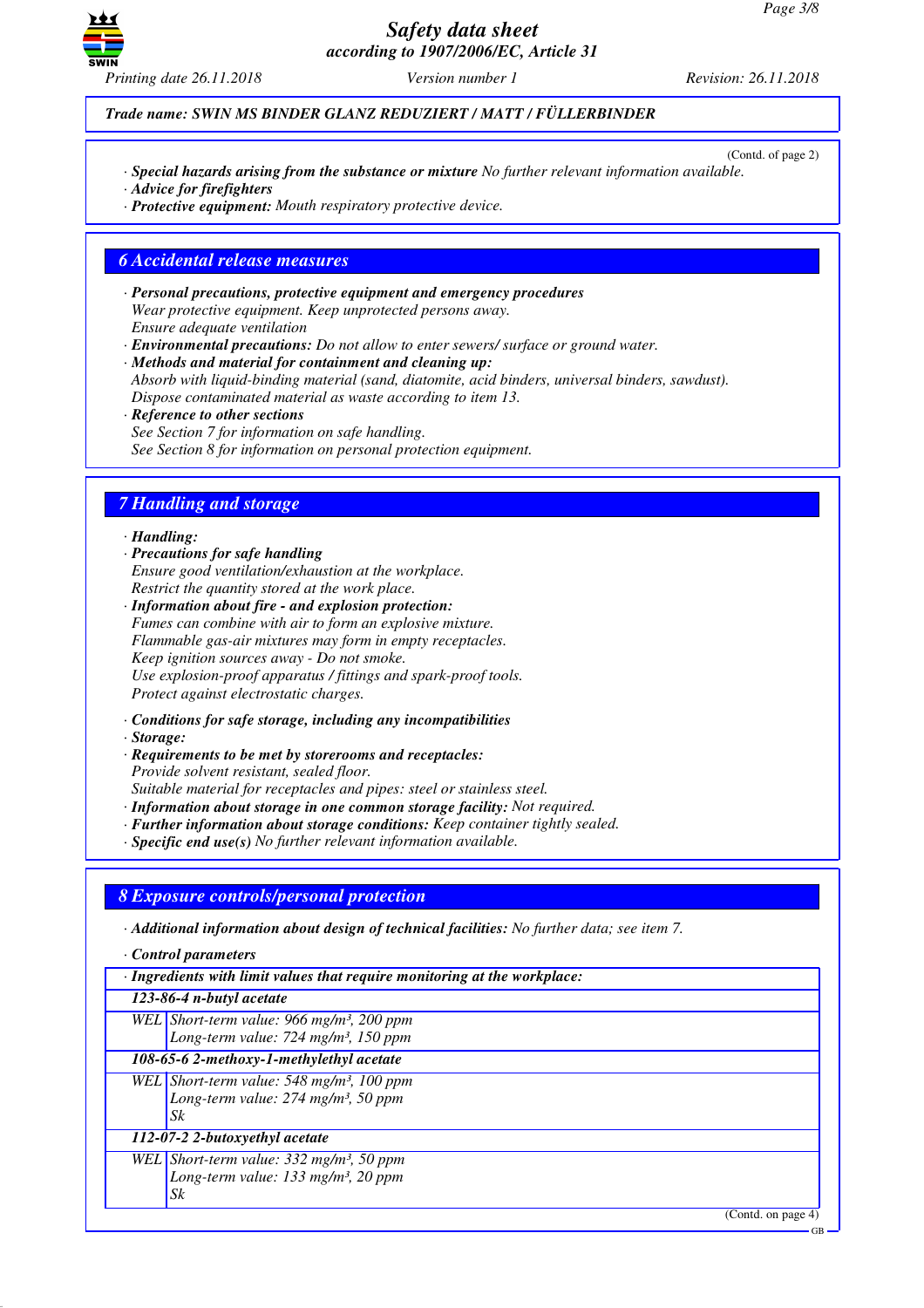*Trade name: SWIN MS BINDER GLANZ REDUZIERT / MATT / FÜLLERBINDER*

(Contd. of page 2)

· ***Special hazards arising from the substance or mixture*** *No further relevant information available.*
· ***Advice for firefighters***
· ***Protective equipment:*** *Mouth respiratory protective device.*

## 6 Accidental release measures

· ***Personal precautions, protective equipment and emergency procedures***
*Wear protective equipment. Keep unprotected persons away.*
*Ensure adequate ventilation*
· ***Environmental precautions:*** *Do not allow to enter sewers/ surface or ground water.*
· ***Methods and material for containment and cleaning up:***
*Absorb with liquid-binding material (sand, diatomite, acid binders, universal binders, sawdust).*
*Dispose contaminated material as waste according to item 13.*
· ***Reference to other sections***
*See Section 7 for information on safe handling.*
*See Section 8 for information on personal protection equipment.*

## 7 Handling and storage

· ***Handling:***
· ***Precautions for safe handling***
*Ensure good ventilation/exhaustion at the workplace.*
*Restrict the quantity stored at the work place.*
· ***Information about fire - and explosion protection:***
*Fumes can combine with air to form an explosive mixture.*
*Flammable gas-air mixtures may form in empty receptacles.*
*Keep ignition sources away - Do not smoke.*
*Use explosion-proof apparatus / fittings and spark-proof tools.*
*Protect against electrostatic charges.*

· ***Conditions for safe storage, including any incompatibilities***
· ***Storage:***
· ***Requirements to be met by storerooms and receptacles:***
*Provide solvent resistant, sealed floor.*
*Suitable material for receptacles and pipes: steel or stainless steel.*
· ***Information about storage in one common storage facility:*** *Not required.*
· ***Further information about storage conditions:*** *Keep container tightly sealed.*
· ***Specific end use(s)*** *No further relevant information available.*

## 8 Exposure controls/personal protection

· ***Additional information about design of technical facilities:*** *No further data; see item 7.*

· ***Control parameters***

| · ***Ingredients with limit values that require monitoring at the workplace:*** | |
|---|---|
| ***123-86-4 n-butyl acetate*** | |
| WEL | Short-term value: 966 mg/m³, 200 ppm<br>Long-term value: 724 mg/m³, 150 ppm |
| ***108-65-6 2-methoxy-1-methylethyl acetate*** | |
| WEL | Short-term value: 548 mg/m³, 100 ppm<br>Long-term value: 274 mg/m³, 50 ppm<br>Sk |
| ***112-07-2 2-butoxyethyl acetate*** | |
| WEL | Short-term value: 332 mg/m³, 50 ppm<br>Long-term value: 133 mg/m³, 20 ppm<br>Sk |

(Contd. on page 4)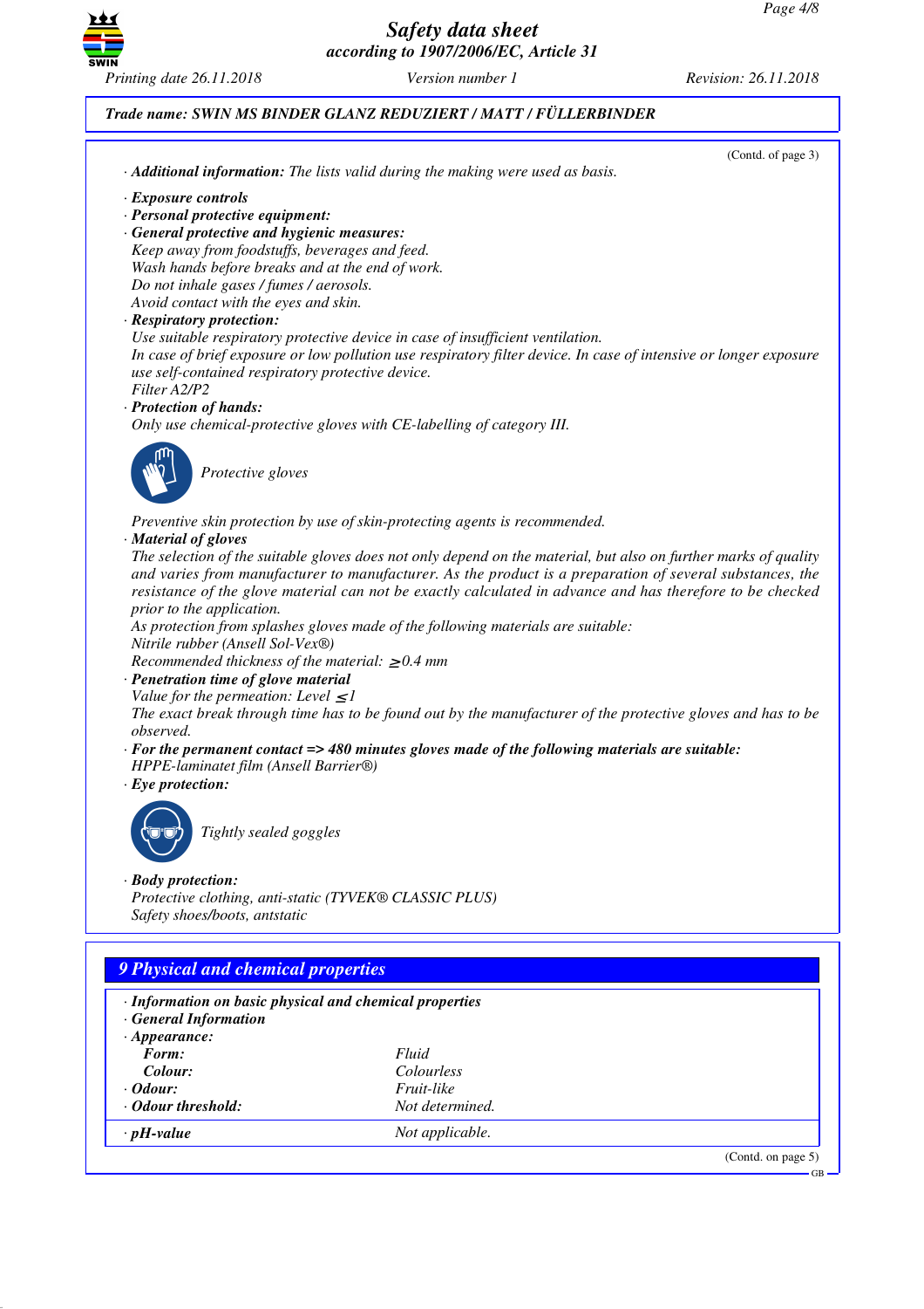**Trade name: SWIN MS BINDER GLANZ REDUZIERT / MATT / FÜLLERBINDER**

(Contd. of page 3)

· **Additional information:** The lists valid during the making were used as basis.

· **Exposure controls**
· **Personal protective equipment:**
· **General protective and hygienic measures:**
Keep away from foodstuffs, beverages and feed.
Wash hands before breaks and at the end of work.
Do not inhale gases / fumes / aerosols.
Avoid contact with the eyes and skin.
· **Respiratory protection:**
Use suitable respiratory protective device in case of insufficient ventilation.
In case of brief exposure or low pollution use respiratory filter device. In case of intensive or longer exposure use self-contained respiratory protective device.
Filter A2/P2
· **Protection of hands:**
Only use chemical-protective gloves with CE-labelling of category III.

Protective gloves

Preventive skin protection by use of skin-protecting agents is recommended.
· **Material of gloves**
The selection of the suitable gloves does not only depend on the material, but also on further marks of quality and varies from manufacturer to manufacturer. As the product is a preparation of several substances, the resistance of the glove material can not be exactly calculated in advance and has therefore to be checked prior to the application.
As protection from splashes gloves made of the following materials are suitable:
Nitrile rubber (Ansell Sol-Vex®)
Recommended thickness of the material: $\geq$0.4 mm
· **Penetration time of glove material**
Value for the permeation: Level $\leq$1
The exact break through time has to be found out by the manufacturer of the protective gloves and has to be observed.
· **For the permanent contact => 480 minutes gloves made of the following materials are suitable:**
HPPE-laminatet film (Ansell Barrier®)
· **Eye protection:**

Tightly sealed goggles

· **Body protection:**
Protective clothing, anti-static (TYVEK® CLASSIC PLUS)
Safety shoes/boots, antstatic

## 9 Physical and chemical properties

· **Information on basic physical and chemical properties**
· **General Information**
· **Appearance:**

| | |
|---|---|
| **Form:** | Fluid |
| **Colour:** | Colourless |
| · **Odour:** | Fruit-like |
| · **Odour threshold:** | Not determined. |
| · **pH-value** | Not applicable. |

(Contd. on page 5)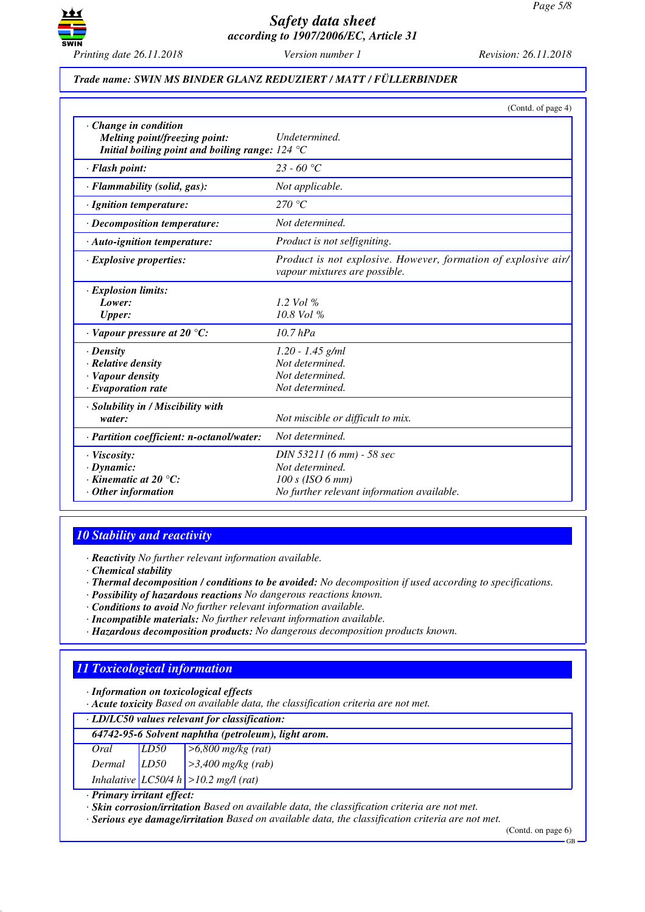**Trade name: SWIN MS BINDER GLANZ REDUZIERT / MATT / FÜLLERBINDER**

(Contd. of page 4)

| | |
|---|---|
| · **Change in condition** | |
| **Melting point/freezing point:** | Undetermined. |
| **Initial boiling point and boiling range:** | 124 °C |
| · **Flash point:** | 23 - 60 °C |
| · **Flammability (solid, gas):** | Not applicable. |
| · **Ignition temperature:** | 270 °C |
| · **Decomposition temperature:** | Not determined. |
| · **Auto-ignition temperature:** | Product is not selfigniting. |
| · **Explosive properties:** | Product is not explosive. However, formation of explosive air/vapour mixtures are possible. |
| · **Explosion limits:** | |
| **Lower:** | 1.2 Vol % |
| **Upper:** | 10.8 Vol % |
| · **Vapour pressure at 20 °C:** | 10.7 hPa |
| · **Density** | 1.20 - 1.45 g/ml |
| · **Relative density** | Not determined. |
| · **Vapour density** | Not determined. |
| · **Evaporation rate** | Not determined. |
| · **Solubility in / Miscibility with water:** | Not miscible or difficult to mix. |
| · **Partition coefficient: n-octanol/water:** | Not determined. |
| · **Viscosity:** | DIN 53211 (6 mm) - 58 sec |
| · **Dynamic:** | Not determined. |
| · **Kinematic at 20 °C:** | 100 s (ISO 6 mm) |
| · **Other information** | No further relevant information available. |

## 10 Stability and reactivity

· **Reactivity** No further relevant information available.
· **Chemical stability**
· **Thermal decomposition / conditions to be avoided:** No decomposition if used according to specifications.
· **Possibility of hazardous reactions** No dangerous reactions known.
· **Conditions to avoid** No further relevant information available.
· **Incompatible materials:** No further relevant information available.
· **Hazardous decomposition products:** No dangerous decomposition products known.

## 11 Toxicological information

· **Information on toxicological effects**
· **Acute toxicity** Based on available data, the classification criteria are not met.

· **LD/LC50 values relevant for classification:**

| **64742-95-6 Solvent naphtha (petroleum), light arom.** | | |
|---|---|---|
| Oral | LD50 | >6,800 mg/kg (rat) |
| Dermal | LD50 | >3,400 mg/kg (rab) |
| Inhalative | LC50/4 h | >10.2 mg/l (rat) |

· **Primary irritant effect:**
· **Skin corrosion/irritation** Based on available data, the classification criteria are not met.
· **Serious eye damage/irritation** Based on available data, the classification criteria are not met.

(Contd. on page 6)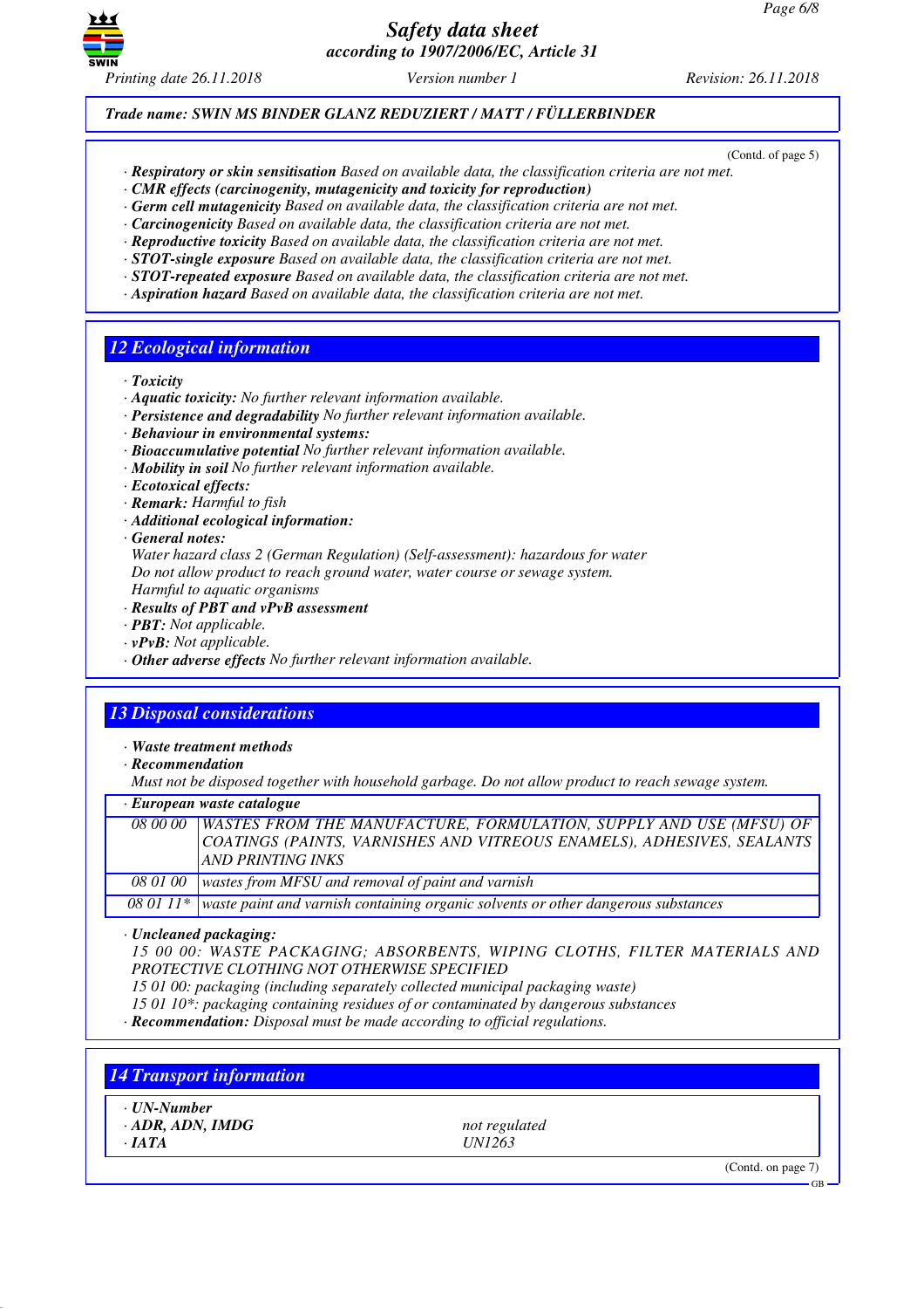**Trade name: SWIN MS BINDER GLANZ REDUZIERT / MATT / FÜLLERBINDER**

(Contd. of page 5)

· **Respiratory or skin sensitisation** Based on available data, the classification criteria are not met.
· **CMR effects (carcinogenity, mutagenicity and toxicity for reproduction)**
· **Germ cell mutagenicity** Based on available data, the classification criteria are not met.
· **Carcinogenicity** Based on available data, the classification criteria are not met.
· **Reproductive toxicity** Based on available data, the classification criteria are not met.
· **STOT-single exposure** Based on available data, the classification criteria are not met.
· **STOT-repeated exposure** Based on available data, the classification criteria are not met.
· **Aspiration hazard** Based on available data, the classification criteria are not met.

## 12 Ecological information

· **Toxicity**
· **Aquatic toxicity:** No further relevant information available.
· **Persistence and degradability** No further relevant information available.
· **Behaviour in environmental systems:**
· **Bioaccumulative potential** No further relevant information available.
· **Mobility in soil** No further relevant information available.
· **Ecotoxical effects:**
· **Remark:** Harmful to fish
· **Additional ecological information:**
· **General notes:**
Water hazard class 2 (German Regulation) (Self-assessment): hazardous for water
Do not allow product to reach ground water, water course or sewage system.
Harmful to aquatic organisms
· **Results of PBT and vPvB assessment**
· **PBT:** Not applicable.
· **vPvB:** Not applicable.
· **Other adverse effects** No further relevant information available.

## 13 Disposal considerations

· **Waste treatment methods**
· **Recommendation**
Must not be disposed together with household garbage. Do not allow product to reach sewage system.

| · European waste catalogue | |
|---|---|
| 08 00 00 | WASTES FROM THE MANUFACTURE, FORMULATION, SUPPLY AND USE (MFSU) OF COATINGS (PAINTS, VARNISHES AND VITREOUS ENAMELS), ADHESIVES, SEALANTS AND PRINTING INKS |
| 08 01 00 | wastes from MFSU and removal of paint and varnish |
| 08 01 11* | waste paint and varnish containing organic solvents or other dangerous substances |

· **Uncleaned packaging:**
15 00 00: WASTE PACKAGING; ABSORBENTS, WIPING CLOTHS, FILTER MATERIALS AND PROTECTIVE CLOTHING NOT OTHERWISE SPECIFIED
15 01 00: packaging (including separately collected municipal packaging waste)
15 01 10*: packaging containing residues of or contaminated by dangerous substances
· **Recommendation:** Disposal must be made according to official regulations.

## 14 Transport information

| · UN-Number | |
|---|---|
| · ADR, ADN, IMDG | not regulated |
| · IATA | UN1263 |

(Contd. on page 7)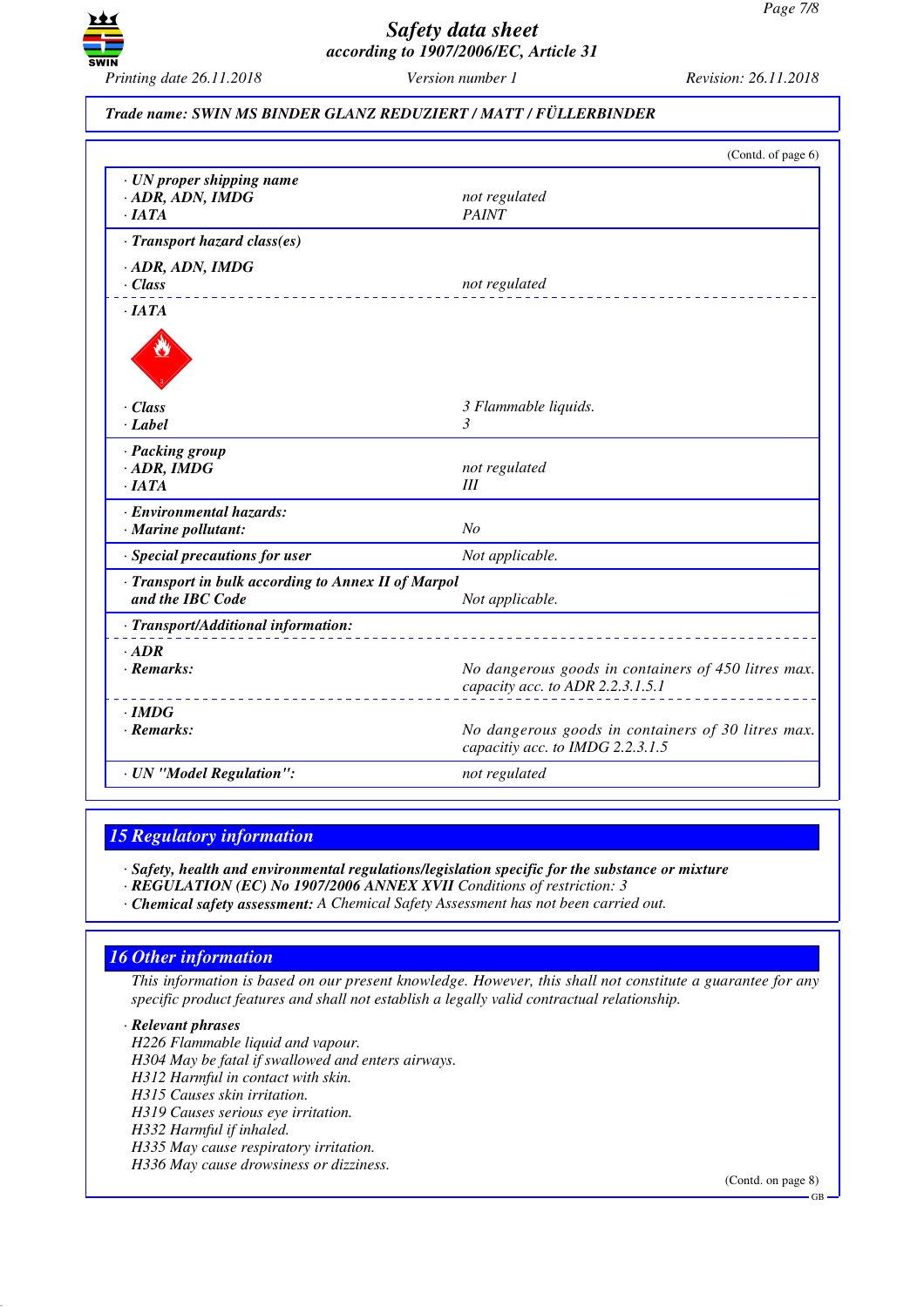**Trade name: SWIN MS BINDER GLANZ REDUZIERT / MATT / FÜLLERBINDER**

(Contd. of page 6)

| | |
|---|---|
| · **UN proper shipping name** | |
| · **ADR, ADN, IMDG** | not regulated |
| · **IATA** | PAINT |
| · **Transport hazard class(es)** | |
| · **ADR, ADN, IMDG** | |
| · **Class** | not regulated |
| · **IATA** | |
| · **Class** | 3 Flammable liquids. |
| · **Label** | 3 |
| · **Packing group** | |
| · **ADR, IMDG** | not regulated |
| · **IATA** | III |
| · **Environmental hazards:** | |
| · **Marine pollutant:** | No |
| · **Special precautions for user** | Not applicable. |
| · **Transport in bulk according to Annex II of Marpol and the IBC Code** | Not applicable. |
| · **Transport/Additional information:** | |
| · **ADR** | |
| · **Remarks:** | No dangerous goods in containers of 450 litres max. capacity acc. to ADR 2.2.3.1.5.1 |
| · **IMDG** | |
| · **Remarks:** | No dangerous goods in containers of 30 litres max. capacitiy acc. to IMDG 2.2.3.1.5 |
| · **UN "Model Regulation":** | not regulated |

## 15 Regulatory information

· **Safety, health and environmental regulations/legislation specific for the substance or mixture**
· **REGULATION (EC) No 1907/2006 ANNEX XVII** Conditions of restriction: 3
· **Chemical safety assessment:** A Chemical Safety Assessment has not been carried out.

## 16 Other information

This information is based on our present knowledge. However, this shall not constitute a guarantee for any specific product features and shall not establish a legally valid contractual relationship.

· **Relevant phrases**
H226 Flammable liquid and vapour.
H304 May be fatal if swallowed and enters airways.
H312 Harmful in contact with skin.
H315 Causes skin irritation.
H319 Causes serious eye irritation.
H332 Harmful if inhaled.
H335 May cause respiratory irritation.
H336 May cause drowsiness or dizziness.

(Contd. on page 8)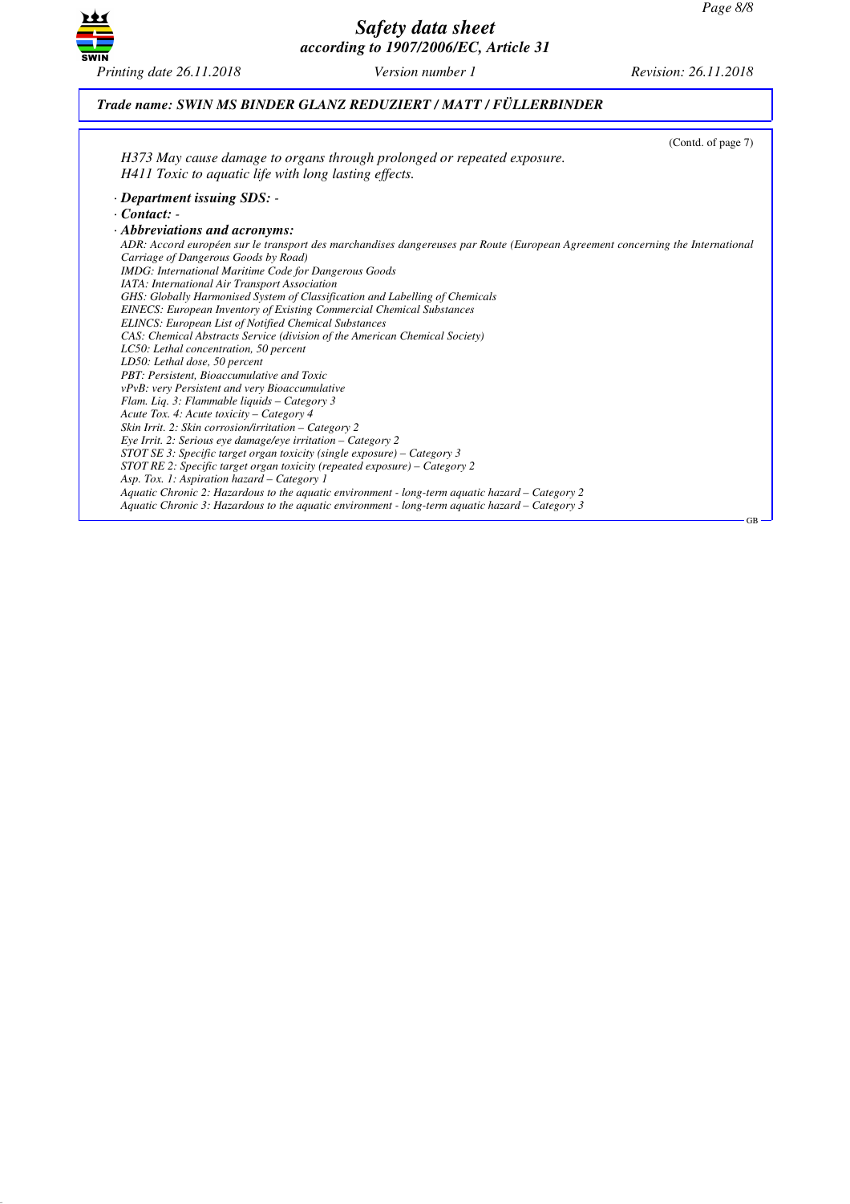*Trade name: SWIN MS BINDER GLANZ REDUZIERT / MATT / FÜLLERBINDER*

(Contd. of page 7)

*H373 May cause damage to organs through prolonged or repeated exposure.*
*H411 Toxic to aquatic life with long lasting effects.*

· ***Department issuing SDS:*** -

· ***Contact:*** -

· ***Abbreviations and acronyms:***

*ADR: Accord européen sur le transport des marchandises dangereuses par Route (European Agreement concerning the International Carriage of Dangerous Goods by Road)*
*IMDG: International Maritime Code for Dangerous Goods*
*IATA: International Air Transport Association*
*GHS: Globally Harmonised System of Classification and Labelling of Chemicals*
*EINECS: European Inventory of Existing Commercial Chemical Substances*
*ELINCS: European List of Notified Chemical Substances*
*CAS: Chemical Abstracts Service (division of the American Chemical Society)*
*LC50: Lethal concentration, 50 percent*
*LD50: Lethal dose, 50 percent*
*PBT: Persistent, Bioaccumulative and Toxic*
*vPvB: very Persistent and very Bioaccumulative*
*Flam. Liq. 3: Flammable liquids – Category 3*
*Acute Tox. 4: Acute toxicity – Category 4*
*Skin Irrit. 2: Skin corrosion/irritation – Category 2*
*Eye Irrit. 2: Serious eye damage/eye irritation – Category 2*
*STOT SE 3: Specific target organ toxicity (single exposure) – Category 3*
*STOT RE 2: Specific target organ toxicity (repeated exposure) – Category 2*
*Asp. Tox. 1: Aspiration hazard – Category 1*
*Aquatic Chronic 2: Hazardous to the aquatic environment - long-term aquatic hazard – Category 2*
*Aquatic Chronic 3: Hazardous to the aquatic environment - long-term aquatic hazard – Category 3*

GB